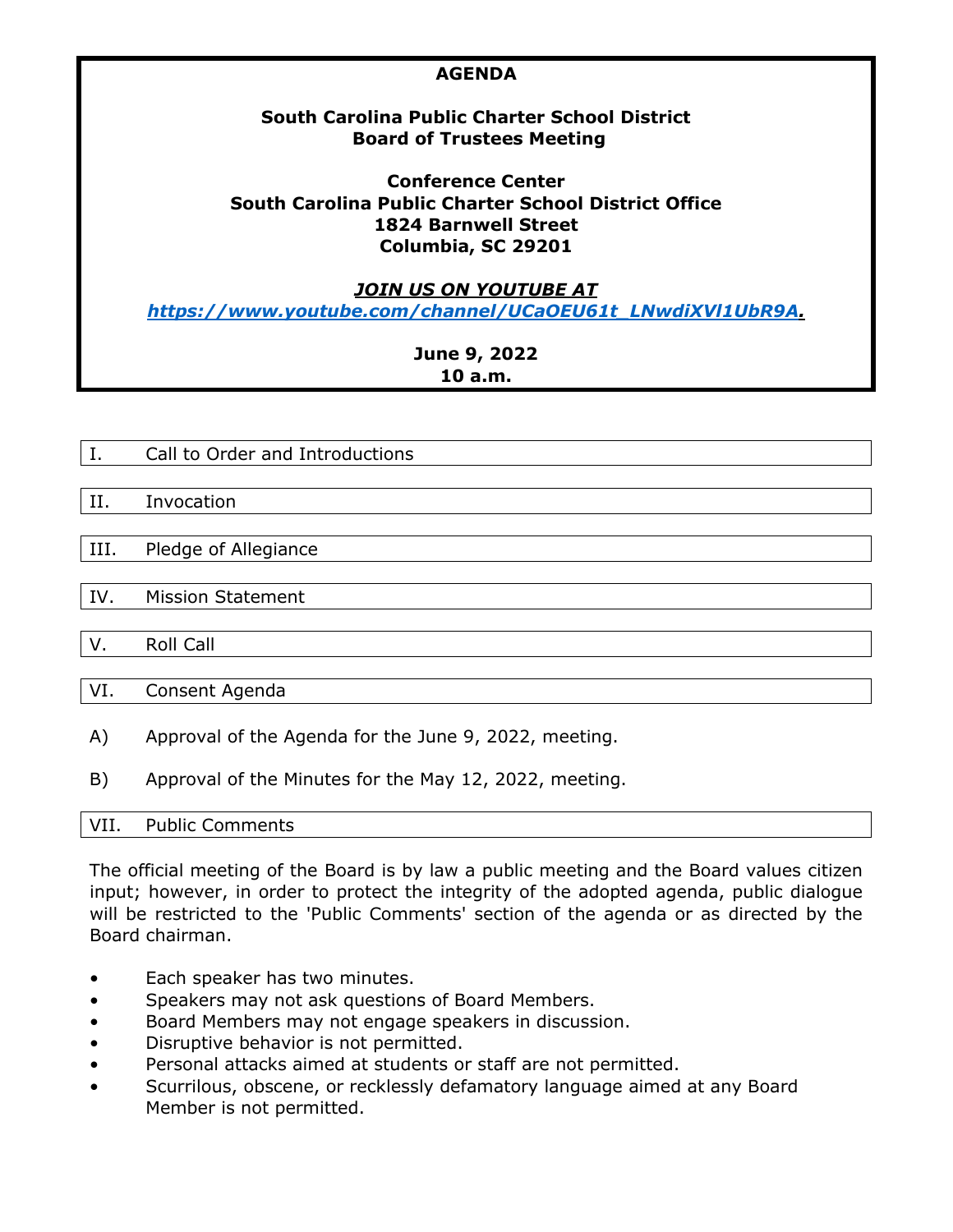# AGENDA

**South Carolina Public Charter School District**
**Board of Trustees Meeting**

**Conference Center**
**South Carolina Public Charter School District Office**
**1824 Barnwell Street**
**Columbia, SC 29201**

***JOIN US ON YOUTUBE AT***
***https://www.youtube.com/channel/UCaOEU61t_LNwdiXVl1UbR9A.***

**June 9, 2022**
**10 a.m.**

## I. Call to Order and Introductions

## II. Invocation

## III. Pledge of Allegiance

## IV. Mission Statement

## V. Roll Call

## VI. Consent Agenda

A) Approval of the Agenda for the June 9, 2022, meeting.

B) Approval of the Minutes for the May 12, 2022, meeting.

## VII. Public Comments

The official meeting of the Board is by law a public meeting and the Board values citizen input; however, in order to protect the integrity of the adopted agenda, public dialogue will be restricted to the 'Public Comments' section of the agenda or as directed by the Board chairman.

- Each speaker has two minutes.
- Speakers may not ask questions of Board Members.
- Board Members may not engage speakers in discussion.
- Disruptive behavior is not permitted.
- Personal attacks aimed at students or staff are not permitted.
- Scurrilous, obscene, or recklessly defamatory language aimed at any Board Member is not permitted.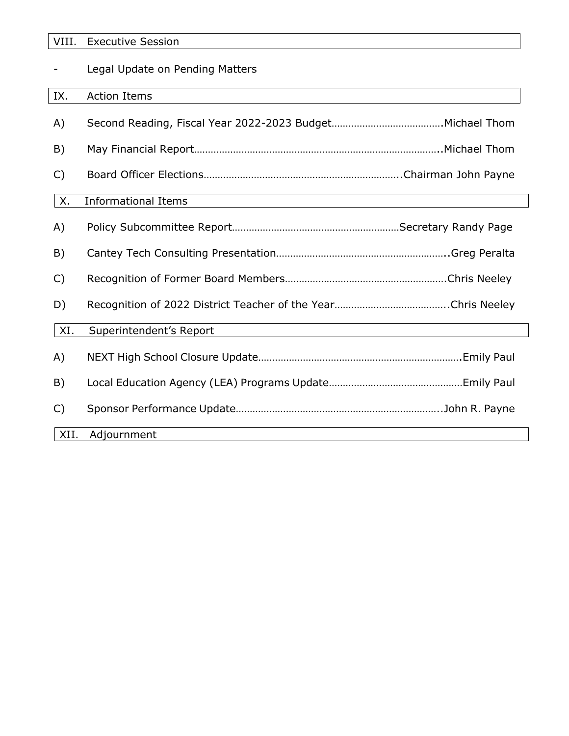## VIII. Executive Session

- Legal Update on Pending Matters

## IX. Action Items

A) Second Reading, Fiscal Year 2022-2023 Budget……………………………….Michael Thom

B) May Financial Report……………………………………………………………………..Michael Thom

C) Board Officer Elections……………………………………………………………..Chairman John Payne

## X. Informational Items

A) Policy Subcommittee Report……………………………………………………Secretary Randy Page

B) Cantey Tech Consulting Presentation……………………………………………………..Greg Peralta

C) Recognition of Former Board Members………………………………………………….Chris Neeley

D) Recognition of 2022 District Teacher of the Year…………………………………..Chris Neeley

## XI. Superintendent's Report

A) NEXT High School Closure Update……………………………………………………………….Emily Paul

B) Local Education Agency (LEA) Programs Update………………………………………Emily Paul

C) Sponsor Performance Update………………………………………………………………..John R. Payne

## XII. Adjournment